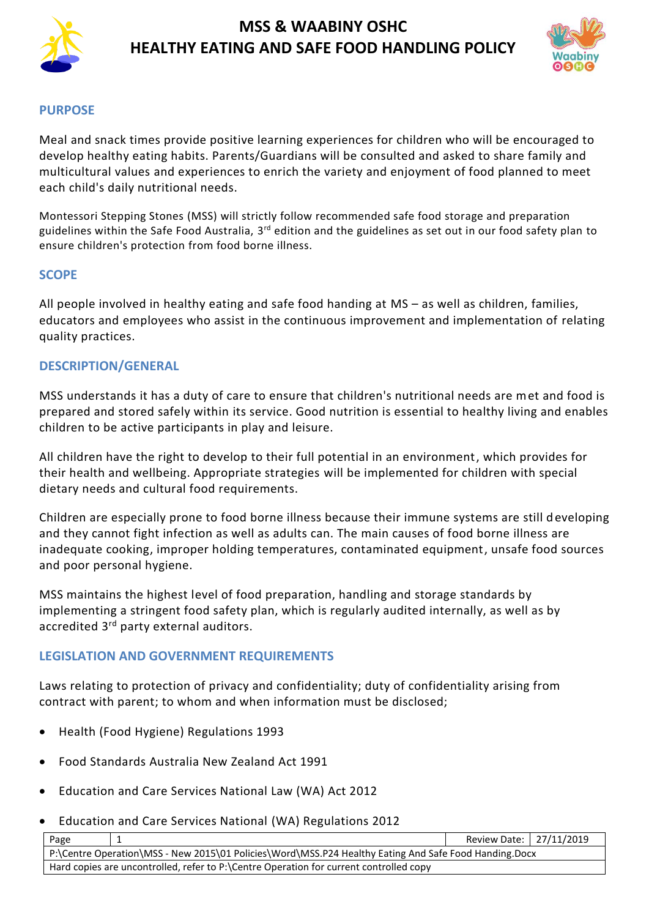# MSS & WAABINY OSHC
# HEALTHY EATING AND SAFE FOOD HANDLING POLICY

## PURPOSE

Meal and snack times provide positive learning experiences for children who will be encouraged to develop healthy eating habits. Parents/Guardians will be consulted and asked to share family and multicultural values and experiences to enrich the variety and enjoyment of food planned to meet each child's daily nutritional needs.

Montessori Stepping Stones (MSS) will strictly follow recommended safe food storage and preparation guidelines within the Safe Food Australia, 3rd edition and the guidelines as set out in our food safety plan to ensure children's protection from food borne illness.

## SCOPE

All people involved in healthy eating and safe food handing at MS – as well as children, families, educators and employees who assist in the continuous improvement and implementation of relating quality practices.

## DESCRIPTION/GENERAL

MSS understands it has a duty of care to ensure that children's nutritional needs are met and food is prepared and stored safely within its service. Good nutrition is essential to healthy living and enables children to be active participants in play and leisure.

All children have the right to develop to their full potential in an environment, which provides for their health and wellbeing. Appropriate strategies will be implemented for children with special dietary needs and cultural food requirements.

Children are especially prone to food borne illness because their immune systems are still developing and they cannot fight infection as well as adults can. The main causes of food borne illness are inadequate cooking, improper holding temperatures, contaminated equipment, unsafe food sources and poor personal hygiene.

MSS maintains the highest level of food preparation, handling and storage standards by implementing a stringent food safety plan, which is regularly audited internally, as well as by accredited 3rd party external auditors.

## LEGISLATION AND GOVERNMENT REQUIREMENTS

Laws relating to protection of privacy and confidentiality; duty of confidentiality arising from contract with parent; to whom and when information must be disclosed;

- Health (Food Hygiene) Regulations 1993
- Food Standards Australia New Zealand Act 1991
- Education and Care Services National Law (WA) Act 2012
- Education and Care Services National (WA) Regulations 2012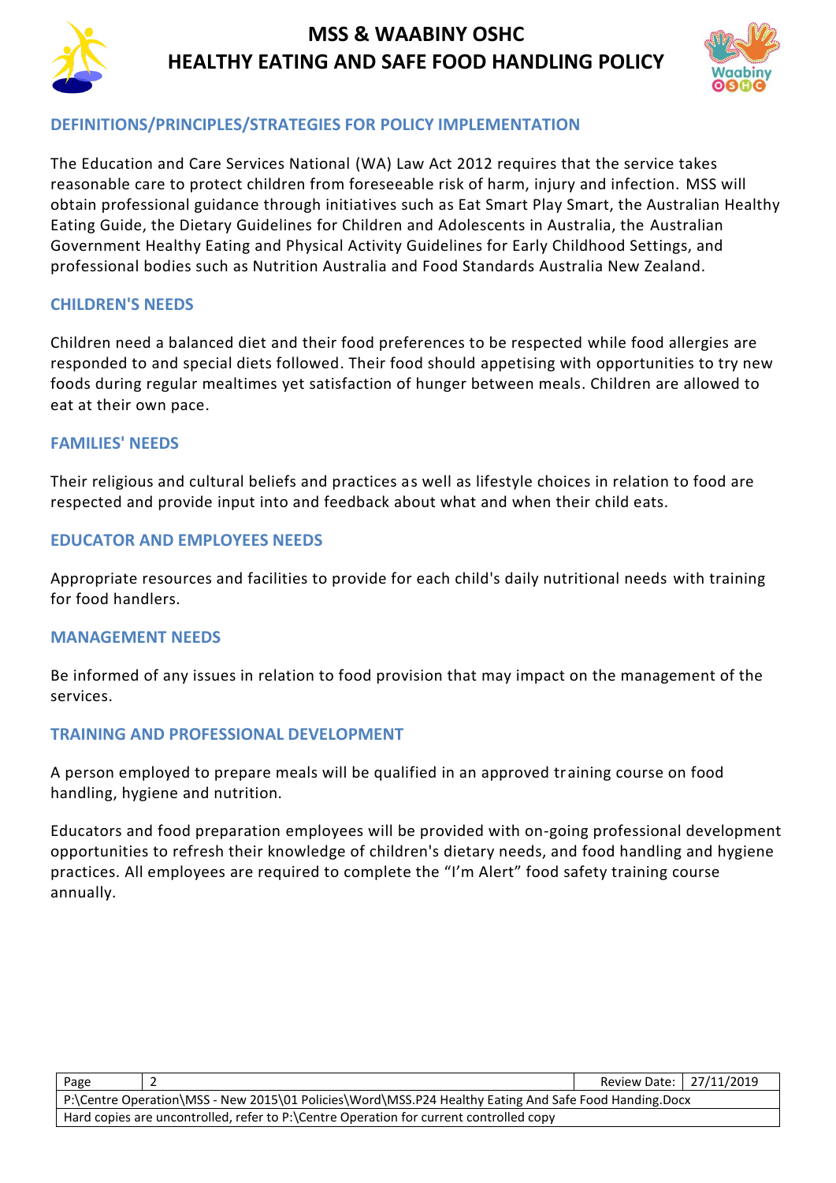## DEFINITIONS/PRINCIPLES/STRATEGIES FOR POLICY IMPLEMENTATION

The Education and Care Services National (WA) Law Act 2012 requires that the service takes reasonable care to protect children from foreseeable risk of harm, injury and infection. MSS will obtain professional guidance through initiatives such as Eat Smart Play Smart, the Australian Healthy Eating Guide, the Dietary Guidelines for Children and Adolescents in Australia, the Australian Government Healthy Eating and Physical Activity Guidelines for Early Childhood Settings, and professional bodies such as Nutrition Australia and Food Standards Australia New Zealand.

## CHILDREN'S NEEDS

Children need a balanced diet and their food preferences to be respected while food allergies are responded to and special diets followed. Their food should appetising with opportunities to try new foods during regular mealtimes yet satisfaction of hunger between meals. Children are allowed to eat at their own pace.

## FAMILIES' NEEDS

Their religious and cultural beliefs and practices as well as lifestyle choices in relation to food are respected and provide input into and feedback about what and when their child eats.

## EDUCATOR AND EMPLOYEES NEEDS

Appropriate resources and facilities to provide for each child's daily nutritional needs with training for food handlers.

## MANAGEMENT NEEDS

Be informed of any issues in relation to food provision that may impact on the management of the services.

## TRAINING AND PROFESSIONAL DEVELOPMENT

A person employed to prepare meals will be qualified in an approved training course on food handling, hygiene and nutrition.

Educators and food preparation employees will be provided with on-going professional development opportunities to refresh their knowledge of children's dietary needs, and food handling and hygiene practices. All employees are required to complete the "I'm Alert" food safety training course annually.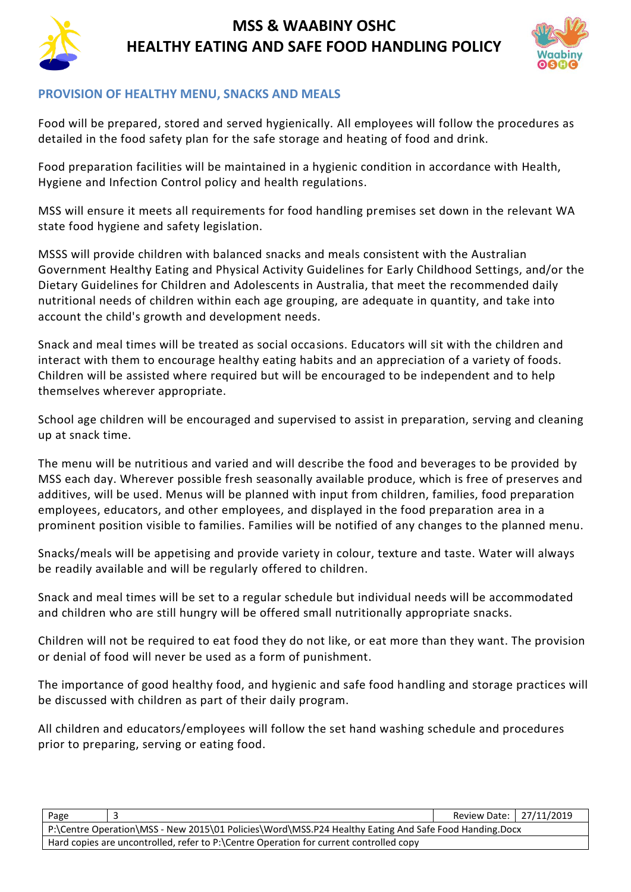## PROVISION OF HEALTHY MENU, SNACKS AND MEALS

Food will be prepared, stored and served hygienically. All employees will follow the procedures as detailed in the food safety plan for the safe storage and heating of food and drink.

Food preparation facilities will be maintained in a hygienic condition in accordance with Health, Hygiene and Infection Control policy and health regulations.

MSS will ensure it meets all requirements for food handling premises set down in the relevant WA state food hygiene and safety legislation.

MSSS will provide children with balanced snacks and meals consistent with the Australian Government Healthy Eating and Physical Activity Guidelines for Early Childhood Settings, and/or the Dietary Guidelines for Children and Adolescents in Australia, that meet the recommended daily nutritional needs of children within each age grouping, are adequate in quantity, and take into account the child's growth and development needs.

Snack and meal times will be treated as social occasions. Educators will sit with the children and interact with them to encourage healthy eating habits and an appreciation of a variety of foods. Children will be assisted where required but will be encouraged to be independent and to help themselves wherever appropriate.

School age children will be encouraged and supervised to assist in preparation, serving and cleaning up at snack time.

The menu will be nutritious and varied and will describe the food and beverages to be provided by MSS each day. Wherever possible fresh seasonally available produce, which is free of preserves and additives, will be used. Menus will be planned with input from children, families, food preparation employees, educators, and other employees, and displayed in the food preparation area in a prominent position visible to families. Families will be notified of any changes to the planned menu.

Snacks/meals will be appetising and provide variety in colour, texture and taste. Water will always be readily available and will be regularly offered to children.

Snack and meal times will be set to a regular schedule but individual needs will be accommodated and children who are still hungry will be offered small nutritionally appropriate snacks.

Children will not be required to eat food they do not like, or eat more than they want. The provision or denial of food will never be used as a form of punishment.

The importance of good healthy food, and hygienic and safe food handling and storage practices will be discussed with children as part of their daily program.

All children and educators/employees will follow the set hand washing schedule and procedures prior to preparing, serving or eating food.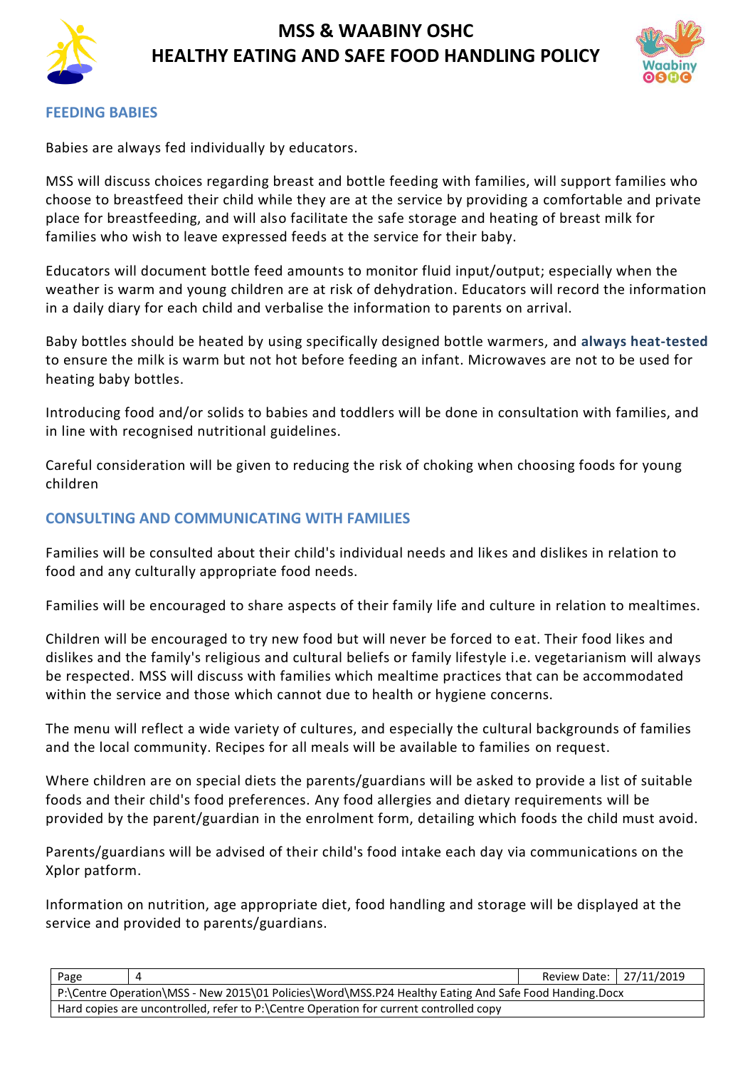## FEEDING BABIES

Babies are always fed individually by educators.

MSS will discuss choices regarding breast and bottle feeding with families, will support families who choose to breastfeed their child while they are at the service by providing a comfortable and private place for breastfeeding, and will also facilitate the safe storage and heating of breast milk for families who wish to leave expressed feeds at the service for their baby.

Educators will document bottle feed amounts to monitor fluid input/output; especially when the weather is warm and young children are at risk of dehydration. Educators will record the information in a daily diary for each child and verbalise the information to parents on arrival.

Baby bottles should be heated by using specifically designed bottle warmers, and **always heat-tested** to ensure the milk is warm but not hot before feeding an infant. Microwaves are not to be used for heating baby bottles.

Introducing food and/or solids to babies and toddlers will be done in consultation with families, and in line with recognised nutritional guidelines.

Careful consideration will be given to reducing the risk of choking when choosing foods for young children

## CONSULTING AND COMMUNICATING WITH FAMILIES

Families will be consulted about their child's individual needs and likes and dislikes in relation to food and any culturally appropriate food needs.

Families will be encouraged to share aspects of their family life and culture in relation to mealtimes.

Children will be encouraged to try new food but will never be forced to eat. Their food likes and dislikes and the family's religious and cultural beliefs or family lifestyle i.e. vegetarianism will always be respected. MSS will discuss with families which mealtime practices that can be accommodated within the service and those which cannot due to health or hygiene concerns.

The menu will reflect a wide variety of cultures, and especially the cultural backgrounds of families and the local community. Recipes for all meals will be available to families on request.

Where children are on special diets the parents/guardians will be asked to provide a list of suitable foods and their child's food preferences. Any food allergies and dietary requirements will be provided by the parent/guardian in the enrolment form, detailing which foods the child must avoid.

Parents/guardians will be advised of their child's food intake each day via communications on the Xplor patform.

Information on nutrition, age appropriate diet, food handling and storage will be displayed at the service and provided to parents/guardians.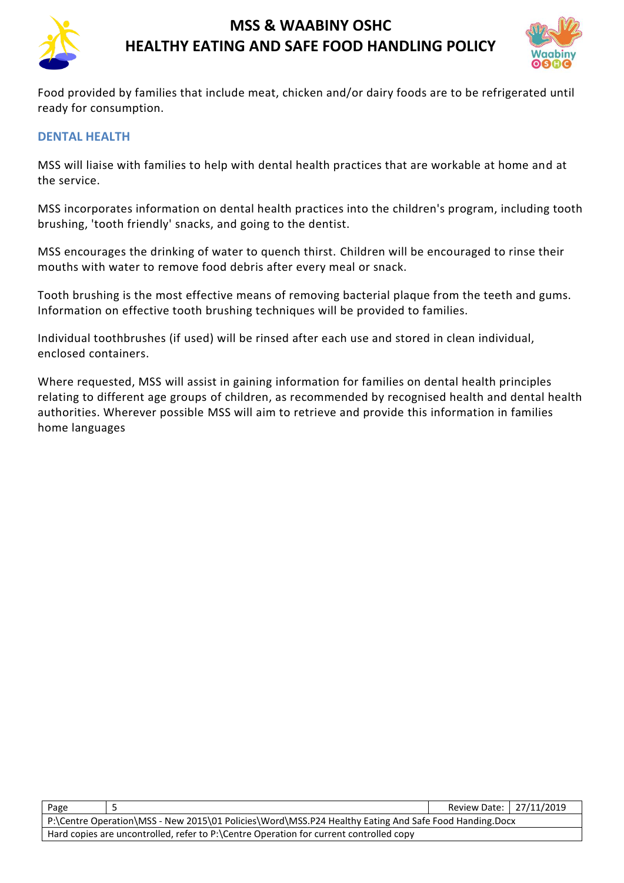Food provided by families that include meat, chicken and/or dairy foods are to be refrigerated until ready for consumption.

## DENTAL HEALTH

MSS will liaise with families to help with dental health practices that are workable at home and at the service.

MSS incorporates information on dental health practices into the children's program, including tooth brushing, 'tooth friendly' snacks, and going to the dentist.

MSS encourages the drinking of water to quench thirst. Children will be encouraged to rinse their mouths with water to remove food debris after every meal or snack.

Tooth brushing is the most effective means of removing bacterial plaque from the teeth and gums. Information on effective tooth brushing techniques will be provided to families.

Individual toothbrushes (if used) will be rinsed after each use and stored in clean individual, enclosed containers.

Where requested, MSS will assist in gaining information for families on dental health principles relating to different age groups of children, as recommended by recognised health and dental health authorities. Wherever possible MSS will aim to retrieve and provide this information in families home languages